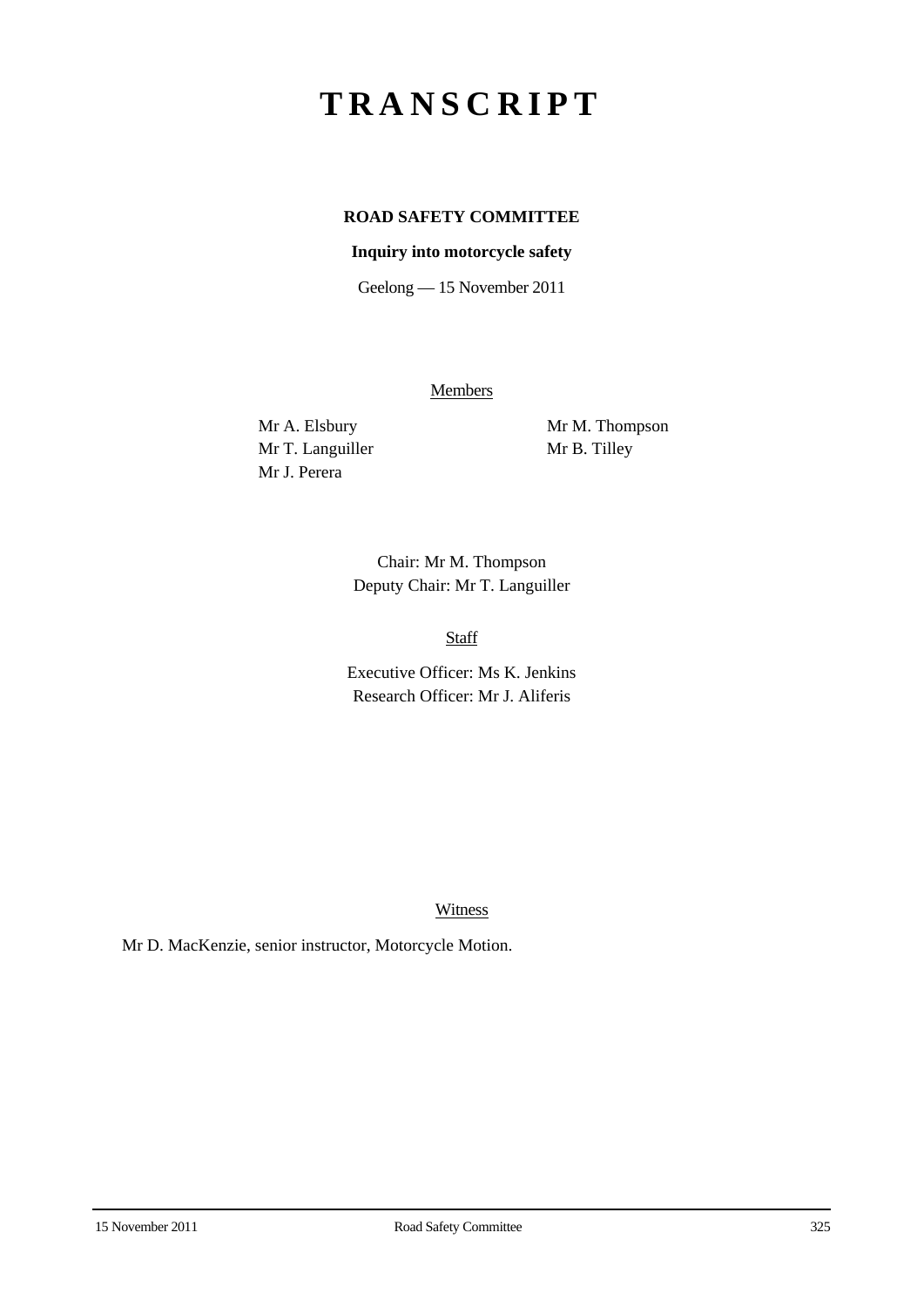# TRANSCRIPT

**ROAD SAFETY COMMITTEE**

**Inquiry into motorcycle safety**

Geelong — 15 November 2011

Members

Mr A. Elsbury
Mr T. Languiller
Mr J. Perera
Mr M. Thompson
Mr B. Tilley

Chair: Mr M. Thompson
Deputy Chair: Mr T. Languiller

Staff

Executive Officer: Ms K. Jenkins
Research Officer: Mr J. Aliferis

Witness

Mr D. MacKenzie, senior instructor, Motorcycle Motion.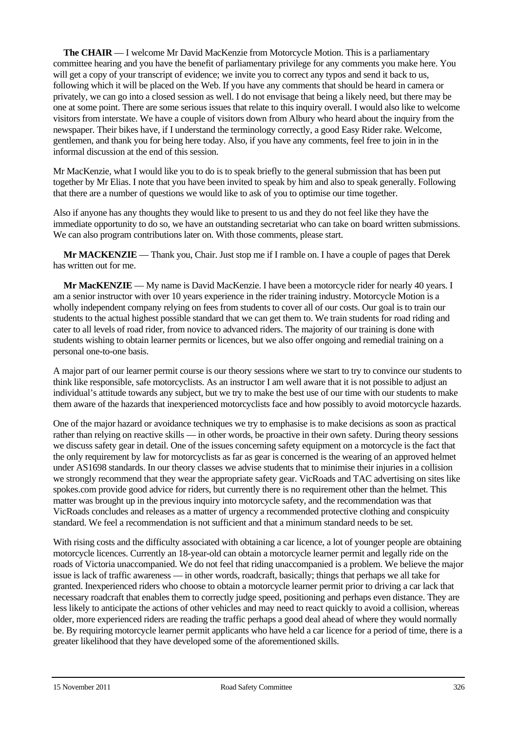**The CHAIR** — I welcome Mr David MacKenzie from Motorcycle Motion. This is a parliamentary committee hearing and you have the benefit of parliamentary privilege for any comments you make here. You will get a copy of your transcript of evidence; we invite you to correct any typos and send it back to us, following which it will be placed on the Web. If you have any comments that should be heard in camera or privately, we can go into a closed session as well. I do not envisage that being a likely need, but there may be one at some point. There are some serious issues that relate to this inquiry overall. I would also like to welcome visitors from interstate. We have a couple of visitors down from Albury who heard about the inquiry from the newspaper. Their bikes have, if I understand the terminology correctly, a good Easy Rider rake. Welcome, gentlemen, and thank you for being here today. Also, if you have any comments, feel free to join in in the informal discussion at the end of this session.

Mr MacKenzie, what I would like you to do is to speak briefly to the general submission that has been put together by Mr Elias. I note that you have been invited to speak by him and also to speak generally. Following that there are a number of questions we would like to ask of you to optimise our time together.

Also if anyone has any thoughts they would like to present to us and they do not feel like they have the immediate opportunity to do so, we have an outstanding secretariat who can take on board written submissions. We can also program contributions later on. With those comments, please start.

**Mr MACKENZIE** — Thank you, Chair. Just stop me if I ramble on. I have a couple of pages that Derek has written out for me.

**Mr MacKENZIE** — My name is David MacKenzie. I have been a motorcycle rider for nearly 40 years. I am a senior instructor with over 10 years experience in the rider training industry. Motorcycle Motion is a wholly independent company relying on fees from students to cover all of our costs. Our goal is to train our students to the actual highest possible standard that we can get them to. We train students for road riding and cater to all levels of road rider, from novice to advanced riders. The majority of our training is done with students wishing to obtain learner permits or licences, but we also offer ongoing and remedial training on a personal one-to-one basis.

A major part of our learner permit course is our theory sessions where we start to try to convince our students to think like responsible, safe motorcyclists. As an instructor I am well aware that it is not possible to adjust an individual's attitude towards any subject, but we try to make the best use of our time with our students to make them aware of the hazards that inexperienced motorcyclists face and how possibly to avoid motorcycle hazards.

One of the major hazard or avoidance techniques we try to emphasise is to make decisions as soon as practical rather than relying on reactive skills — in other words, be proactive in their own safety. During theory sessions we discuss safety gear in detail. One of the issues concerning safety equipment on a motorcycle is the fact that the only requirement by law for motorcyclists as far as gear is concerned is the wearing of an approved helmet under AS1698 standards. In our theory classes we advise students that to minimise their injuries in a collision we strongly recommend that they wear the appropriate safety gear. VicRoads and TAC advertising on sites like spokes.com provide good advice for riders, but currently there is no requirement other than the helmet. This matter was brought up in the previous inquiry into motorcycle safety, and the recommendation was that VicRoads concludes and releases as a matter of urgency a recommended protective clothing and conspicuity standard. We feel a recommendation is not sufficient and that a minimum standard needs to be set.

With rising costs and the difficulty associated with obtaining a car licence, a lot of younger people are obtaining motorcycle licences. Currently an 18-year-old can obtain a motorcycle learner permit and legally ride on the roads of Victoria unaccompanied. We do not feel that riding unaccompanied is a problem. We believe the major issue is lack of traffic awareness — in other words, roadcraft, basically; things that perhaps we all take for granted. Inexperienced riders who choose to obtain a motorcycle learner permit prior to driving a car lack that necessary roadcraft that enables them to correctly judge speed, positioning and perhaps even distance. They are less likely to anticipate the actions of other vehicles and may need to react quickly to avoid a collision, whereas older, more experienced riders are reading the traffic perhaps a good deal ahead of where they would normally be. By requiring motorcycle learner permit applicants who have held a car licence for a period of time, there is a greater likelihood that they have developed some of the aforementioned skills.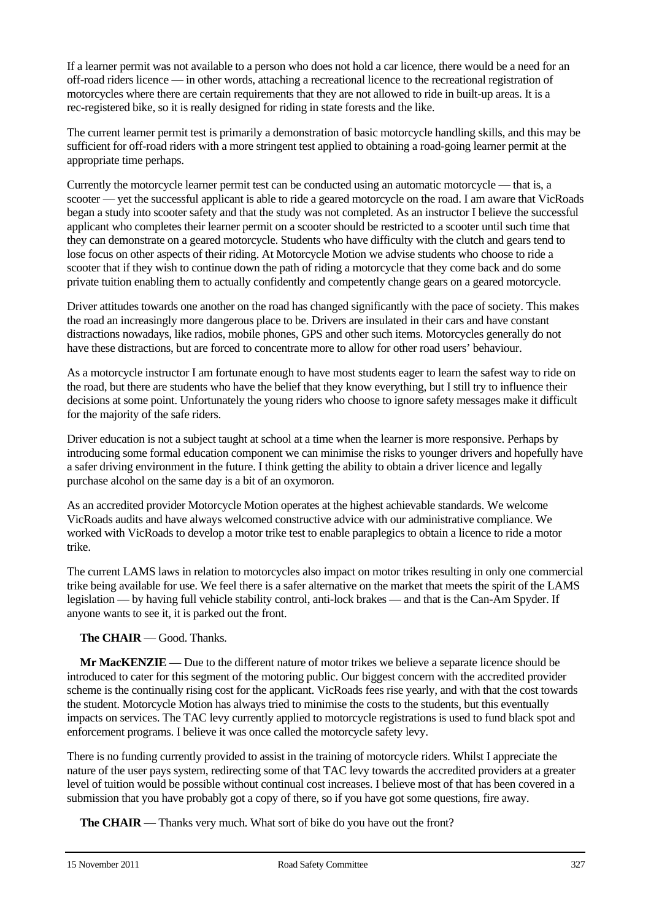If a learner permit was not available to a person who does not hold a car licence, there would be a need for an off-road riders licence — in other words, attaching a recreational licence to the recreational registration of motorcycles where there are certain requirements that they are not allowed to ride in built-up areas. It is a rec-registered bike, so it is really designed for riding in state forests and the like.

The current learner permit test is primarily a demonstration of basic motorcycle handling skills, and this may be sufficient for off-road riders with a more stringent test applied to obtaining a road-going learner permit at the appropriate time perhaps.

Currently the motorcycle learner permit test can be conducted using an automatic motorcycle — that is, a scooter — yet the successful applicant is able to ride a geared motorcycle on the road. I am aware that VicRoads began a study into scooter safety and that the study was not completed. As an instructor I believe the successful applicant who completes their learner permit on a scooter should be restricted to a scooter until such time that they can demonstrate on a geared motorcycle. Students who have difficulty with the clutch and gears tend to lose focus on other aspects of their riding. At Motorcycle Motion we advise students who choose to ride a scooter that if they wish to continue down the path of riding a motorcycle that they come back and do some private tuition enabling them to actually confidently and competently change gears on a geared motorcycle.

Driver attitudes towards one another on the road has changed significantly with the pace of society. This makes the road an increasingly more dangerous place to be. Drivers are insulated in their cars and have constant distractions nowadays, like radios, mobile phones, GPS and other such items. Motorcycles generally do not have these distractions, but are forced to concentrate more to allow for other road users' behaviour.

As a motorcycle instructor I am fortunate enough to have most students eager to learn the safest way to ride on the road, but there are students who have the belief that they know everything, but I still try to influence their decisions at some point. Unfortunately the young riders who choose to ignore safety messages make it difficult for the majority of the safe riders.

Driver education is not a subject taught at school at a time when the learner is more responsive. Perhaps by introducing some formal education component we can minimise the risks to younger drivers and hopefully have a safer driving environment in the future. I think getting the ability to obtain a driver licence and legally purchase alcohol on the same day is a bit of an oxymoron.

As an accredited provider Motorcycle Motion operates at the highest achievable standards. We welcome VicRoads audits and have always welcomed constructive advice with our administrative compliance. We worked with VicRoads to develop a motor trike test to enable paraplegics to obtain a licence to ride a motor trike.

The current LAMS laws in relation to motorcycles also impact on motor trikes resulting in only one commercial trike being available for use. We feel there is a safer alternative on the market that meets the spirit of the LAMS legislation — by having full vehicle stability control, anti-lock brakes — and that is the Can-Am Spyder. If anyone wants to see it, it is parked out the front.

**The CHAIR** — Good. Thanks.

**Mr MacKENZIE** — Due to the different nature of motor trikes we believe a separate licence should be introduced to cater for this segment of the motoring public. Our biggest concern with the accredited provider scheme is the continually rising cost for the applicant. VicRoads fees rise yearly, and with that the cost towards the student. Motorcycle Motion has always tried to minimise the costs to the students, but this eventually impacts on services. The TAC levy currently applied to motorcycle registrations is used to fund black spot and enforcement programs. I believe it was once called the motorcycle safety levy.

There is no funding currently provided to assist in the training of motorcycle riders. Whilst I appreciate the nature of the user pays system, redirecting some of that TAC levy towards the accredited providers at a greater level of tuition would be possible without continual cost increases. I believe most of that has been covered in a submission that you have probably got a copy of there, so if you have got some questions, fire away.

**The CHAIR** — Thanks very much. What sort of bike do you have out the front?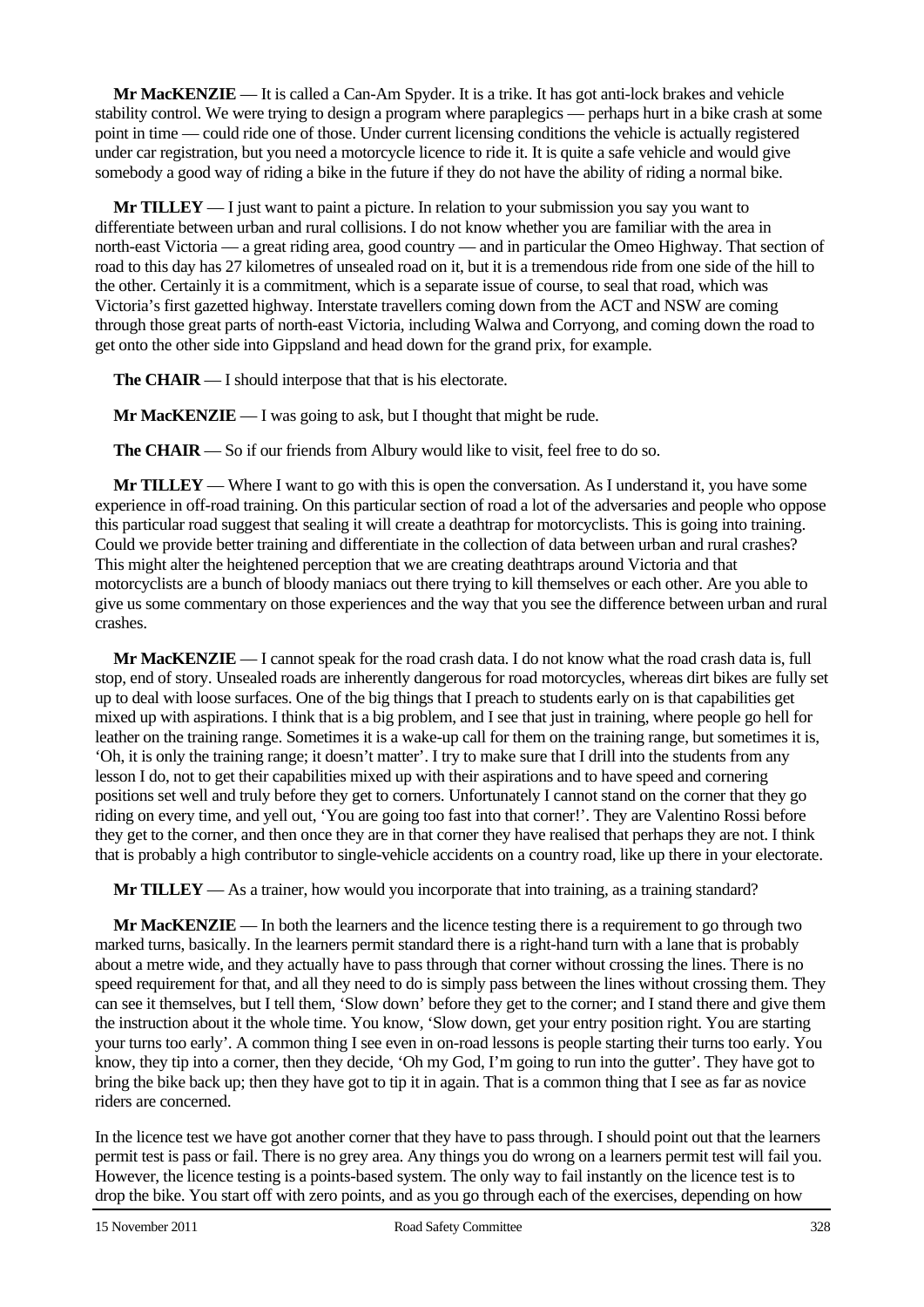**Mr MacKENZIE** — It is called a Can-Am Spyder. It is a trike. It has got anti-lock brakes and vehicle stability control. We were trying to design a program where paraplegics — perhaps hurt in a bike crash at some point in time — could ride one of those. Under current licensing conditions the vehicle is actually registered under car registration, but you need a motorcycle licence to ride it. It is quite a safe vehicle and would give somebody a good way of riding a bike in the future if they do not have the ability of riding a normal bike.

**Mr TILLEY** — I just want to paint a picture. In relation to your submission you say you want to differentiate between urban and rural collisions. I do not know whether you are familiar with the area in north-east Victoria — a great riding area, good country — and in particular the Omeo Highway. That section of road to this day has 27 kilometres of unsealed road on it, but it is a tremendous ride from one side of the hill to the other. Certainly it is a commitment, which is a separate issue of course, to seal that road, which was Victoria's first gazetted highway. Interstate travellers coming down from the ACT and NSW are coming through those great parts of north-east Victoria, including Walwa and Corryong, and coming down the road to get onto the other side into Gippsland and head down for the grand prix, for example.

**The CHAIR** — I should interpose that that is his electorate.

**Mr MacKENZIE** — I was going to ask, but I thought that might be rude.

**The CHAIR** — So if our friends from Albury would like to visit, feel free to do so.

**Mr TILLEY** — Where I want to go with this is open the conversation. As I understand it, you have some experience in off-road training. On this particular section of road a lot of the adversaries and people who oppose this particular road suggest that sealing it will create a deathtrap for motorcyclists. This is going into training. Could we provide better training and differentiate in the collection of data between urban and rural crashes? This might alter the heightened perception that we are creating deathtraps around Victoria and that motorcyclists are a bunch of bloody maniacs out there trying to kill themselves or each other. Are you able to give us some commentary on those experiences and the way that you see the difference between urban and rural crashes.

**Mr MacKENZIE** — I cannot speak for the road crash data. I do not know what the road crash data is, full stop, end of story. Unsealed roads are inherently dangerous for road motorcycles, whereas dirt bikes are fully set up to deal with loose surfaces. One of the big things that I preach to students early on is that capabilities get mixed up with aspirations. I think that is a big problem, and I see that just in training, where people go hell for leather on the training range. Sometimes it is a wake-up call for them on the training range, but sometimes it is, 'Oh, it is only the training range; it doesn't matter'. I try to make sure that I drill into the students from any lesson I do, not to get their capabilities mixed up with their aspirations and to have speed and cornering positions set well and truly before they get to corners. Unfortunately I cannot stand on the corner that they go riding on every time, and yell out, 'You are going too fast into that corner!'. They are Valentino Rossi before they get to the corner, and then once they are in that corner they have realised that perhaps they are not. I think that is probably a high contributor to single-vehicle accidents on a country road, like up there in your electorate.

**Mr TILLEY** — As a trainer, how would you incorporate that into training, as a training standard?

**Mr MacKENZIE** — In both the learners and the licence testing there is a requirement to go through two marked turns, basically. In the learners permit standard there is a right-hand turn with a lane that is probably about a metre wide, and they actually have to pass through that corner without crossing the lines. There is no speed requirement for that, and all they need to do is simply pass between the lines without crossing them. They can see it themselves, but I tell them, 'Slow down' before they get to the corner; and I stand there and give them the instruction about it the whole time. You know, 'Slow down, get your entry position right. You are starting your turns too early'. A common thing I see even in on-road lessons is people starting their turns too early. You know, they tip into a corner, then they decide, 'Oh my God, I'm going to run into the gutter'. They have got to bring the bike back up; then they have got to tip it in again. That is a common thing that I see as far as novice riders are concerned.

In the licence test we have got another corner that they have to pass through. I should point out that the learners permit test is pass or fail. There is no grey area. Any things you do wrong on a learners permit test will fail you. However, the licence testing is a points-based system. The only way to fail instantly on the licence test is to drop the bike. You start off with zero points, and as you go through each of the exercises, depending on how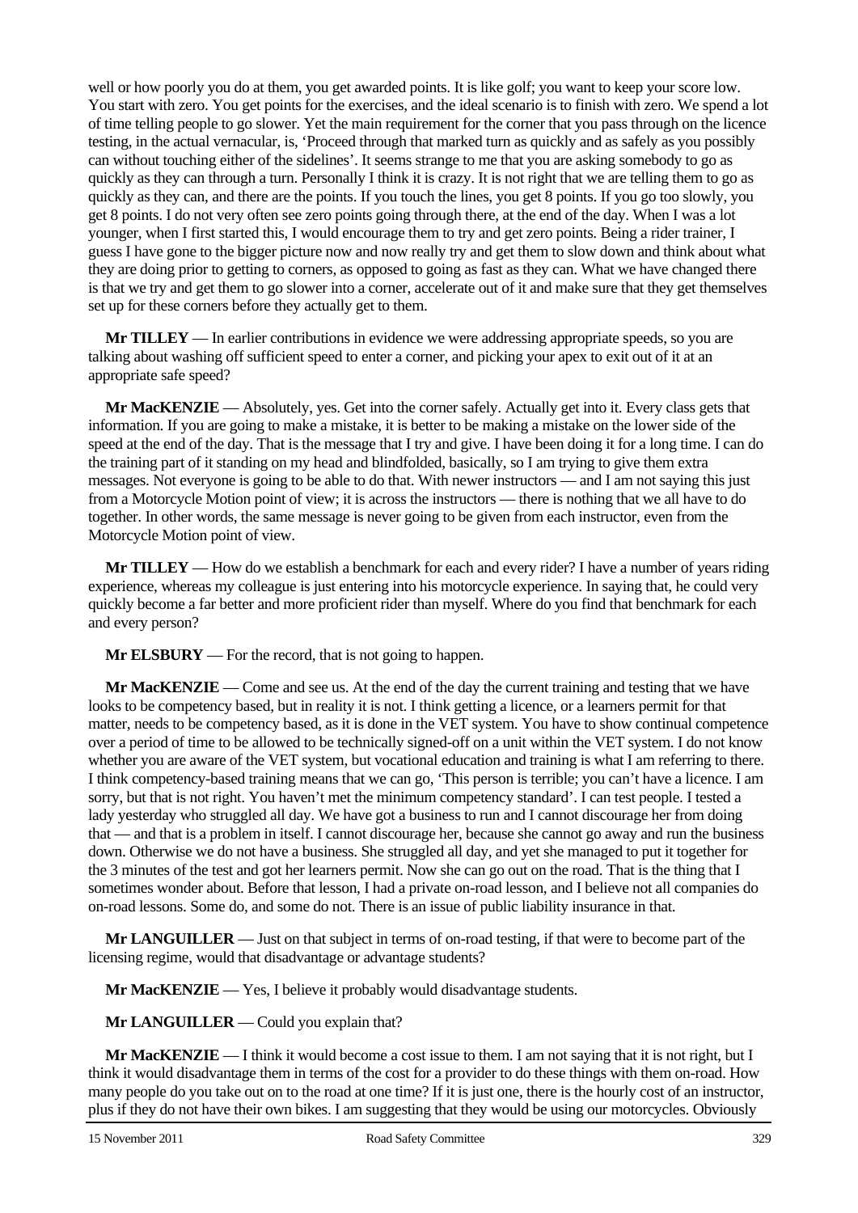well or how poorly you do at them, you get awarded points. It is like golf; you want to keep your score low. You start with zero. You get points for the exercises, and the ideal scenario is to finish with zero. We spend a lot of time telling people to go slower. Yet the main requirement for the corner that you pass through on the licence testing, in the actual vernacular, is, 'Proceed through that marked turn as quickly and as safely as you possibly can without touching either of the sidelines'. It seems strange to me that you are asking somebody to go as quickly as they can through a turn. Personally I think it is crazy. It is not right that we are telling them to go as quickly as they can, and there are the points. If you touch the lines, you get 8 points. If you go too slowly, you get 8 points. I do not very often see zero points going through there, at the end of the day. When I was a lot younger, when I first started this, I would encourage them to try and get zero points. Being a rider trainer, I guess I have gone to the bigger picture now and now really try and get them to slow down and think about what they are doing prior to getting to corners, as opposed to going as fast as they can. What we have changed there is that we try and get them to go slower into a corner, accelerate out of it and make sure that they get themselves set up for these corners before they actually get to them.

**Mr TILLEY** — In earlier contributions in evidence we were addressing appropriate speeds, so you are talking about washing off sufficient speed to enter a corner, and picking your apex to exit out of it at an appropriate safe speed?

**Mr MacKENZIE** — Absolutely, yes. Get into the corner safely. Actually get into it. Every class gets that information. If you are going to make a mistake, it is better to be making a mistake on the lower side of the speed at the end of the day. That is the message that I try and give. I have been doing it for a long time. I can do the training part of it standing on my head and blindfolded, basically, so I am trying to give them extra messages. Not everyone is going to be able to do that. With newer instructors — and I am not saying this just from a Motorcycle Motion point of view; it is across the instructors — there is nothing that we all have to do together. In other words, the same message is never going to be given from each instructor, even from the Motorcycle Motion point of view.

**Mr TILLEY** — How do we establish a benchmark for each and every rider? I have a number of years riding experience, whereas my colleague is just entering into his motorcycle experience. In saying that, he could very quickly become a far better and more proficient rider than myself. Where do you find that benchmark for each and every person?

**Mr ELSBURY** — For the record, that is not going to happen.

**Mr MacKENZIE** — Come and see us. At the end of the day the current training and testing that we have looks to be competency based, but in reality it is not. I think getting a licence, or a learners permit for that matter, needs to be competency based, as it is done in the VET system. You have to show continual competence over a period of time to be allowed to be technically signed-off on a unit within the VET system. I do not know whether you are aware of the VET system, but vocational education and training is what I am referring to there. I think competency-based training means that we can go, 'This person is terrible; you can't have a licence. I am sorry, but that is not right. You haven't met the minimum competency standard'. I can test people. I tested a lady yesterday who struggled all day. We have got a business to run and I cannot discourage her from doing that — and that is a problem in itself. I cannot discourage her, because she cannot go away and run the business down. Otherwise we do not have a business. She struggled all day, and yet she managed to put it together for the 3 minutes of the test and got her learners permit. Now she can go out on the road. That is the thing that I sometimes wonder about. Before that lesson, I had a private on-road lesson, and I believe not all companies do on-road lessons. Some do, and some do not. There is an issue of public liability insurance in that.

**Mr LANGUILLER** — Just on that subject in terms of on-road testing, if that were to become part of the licensing regime, would that disadvantage or advantage students?

**Mr MacKENZIE** — Yes, I believe it probably would disadvantage students.

**Mr LANGUILLER** — Could you explain that?

**Mr MacKENZIE** — I think it would become a cost issue to them. I am not saying that it is not right, but I think it would disadvantage them in terms of the cost for a provider to do these things with them on-road. How many people do you take out on to the road at one time? If it is just one, there is the hourly cost of an instructor, plus if they do not have their own bikes. I am suggesting that they would be using our motorcycles. Obviously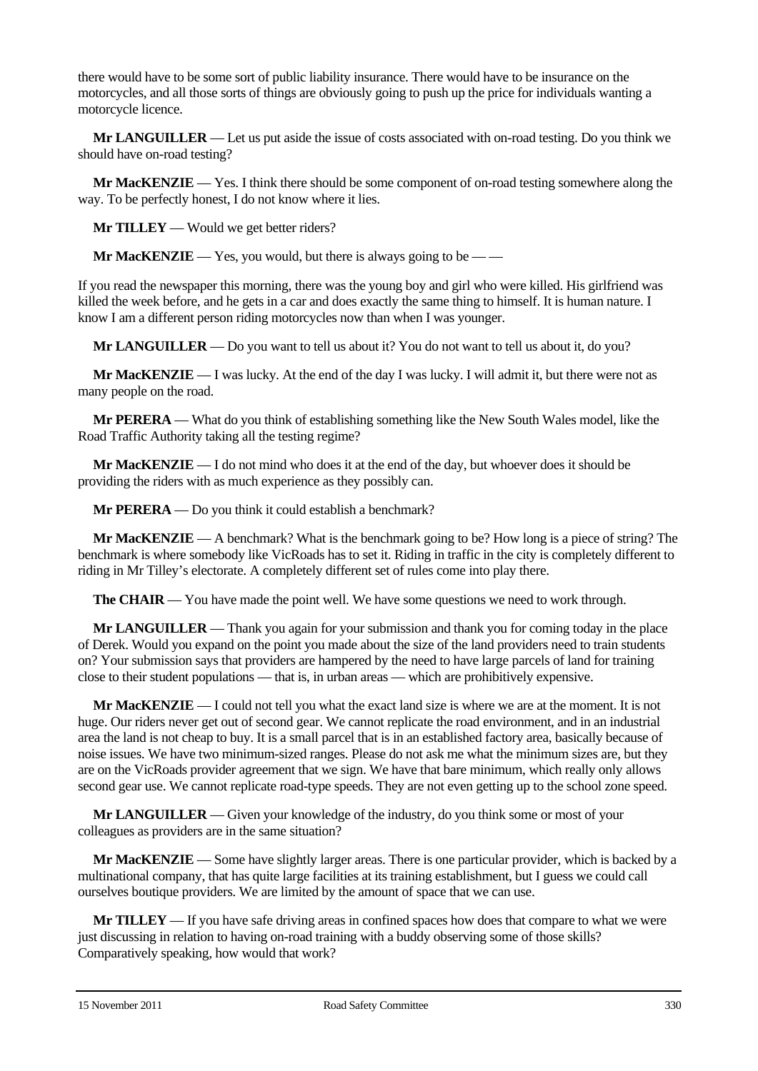there would have to be some sort of public liability insurance. There would have to be insurance on the motorcycles, and all those sorts of things are obviously going to push up the price for individuals wanting a motorcycle licence.

**Mr LANGUILLER** — Let us put aside the issue of costs associated with on-road testing. Do you think we should have on-road testing?

**Mr MacKENZIE** — Yes. I think there should be some component of on-road testing somewhere along the way. To be perfectly honest, I do not know where it lies.

**Mr TILLEY** — Would we get better riders?

**Mr MacKENZIE** — Yes, you would, but there is always going to be — —

If you read the newspaper this morning, there was the young boy and girl who were killed. His girlfriend was killed the week before, and he gets in a car and does exactly the same thing to himself. It is human nature. I know I am a different person riding motorcycles now than when I was younger.

**Mr LANGUILLER** — Do you want to tell us about it? You do not want to tell us about it, do you?

**Mr MacKENZIE** — I was lucky. At the end of the day I was lucky. I will admit it, but there were not as many people on the road.

**Mr PERERA** — What do you think of establishing something like the New South Wales model, like the Road Traffic Authority taking all the testing regime?

**Mr MacKENZIE** — I do not mind who does it at the end of the day, but whoever does it should be providing the riders with as much experience as they possibly can.

**Mr PERERA** — Do you think it could establish a benchmark?

**Mr MacKENZIE** — A benchmark? What is the benchmark going to be? How long is a piece of string? The benchmark is where somebody like VicRoads has to set it. Riding in traffic in the city is completely different to riding in Mr Tilley's electorate. A completely different set of rules come into play there.

**The CHAIR** — You have made the point well. We have some questions we need to work through.

**Mr LANGUILLER** — Thank you again for your submission and thank you for coming today in the place of Derek. Would you expand on the point you made about the size of the land providers need to train students on? Your submission says that providers are hampered by the need to have large parcels of land for training close to their student populations — that is, in urban areas — which are prohibitively expensive.

**Mr MacKENZIE** — I could not tell you what the exact land size is where we are at the moment. It is not huge. Our riders never get out of second gear. We cannot replicate the road environment, and in an industrial area the land is not cheap to buy. It is a small parcel that is in an established factory area, basically because of noise issues. We have two minimum-sized ranges. Please do not ask me what the minimum sizes are, but they are on the VicRoads provider agreement that we sign. We have that bare minimum, which really only allows second gear use. We cannot replicate road-type speeds. They are not even getting up to the school zone speed.

**Mr LANGUILLER** — Given your knowledge of the industry, do you think some or most of your colleagues as providers are in the same situation?

**Mr MacKENZIE** — Some have slightly larger areas. There is one particular provider, which is backed by a multinational company, that has quite large facilities at its training establishment, but I guess we could call ourselves boutique providers. We are limited by the amount of space that we can use.

**Mr TILLEY** — If you have safe driving areas in confined spaces how does that compare to what we were just discussing in relation to having on-road training with a buddy observing some of those skills? Comparatively speaking, how would that work?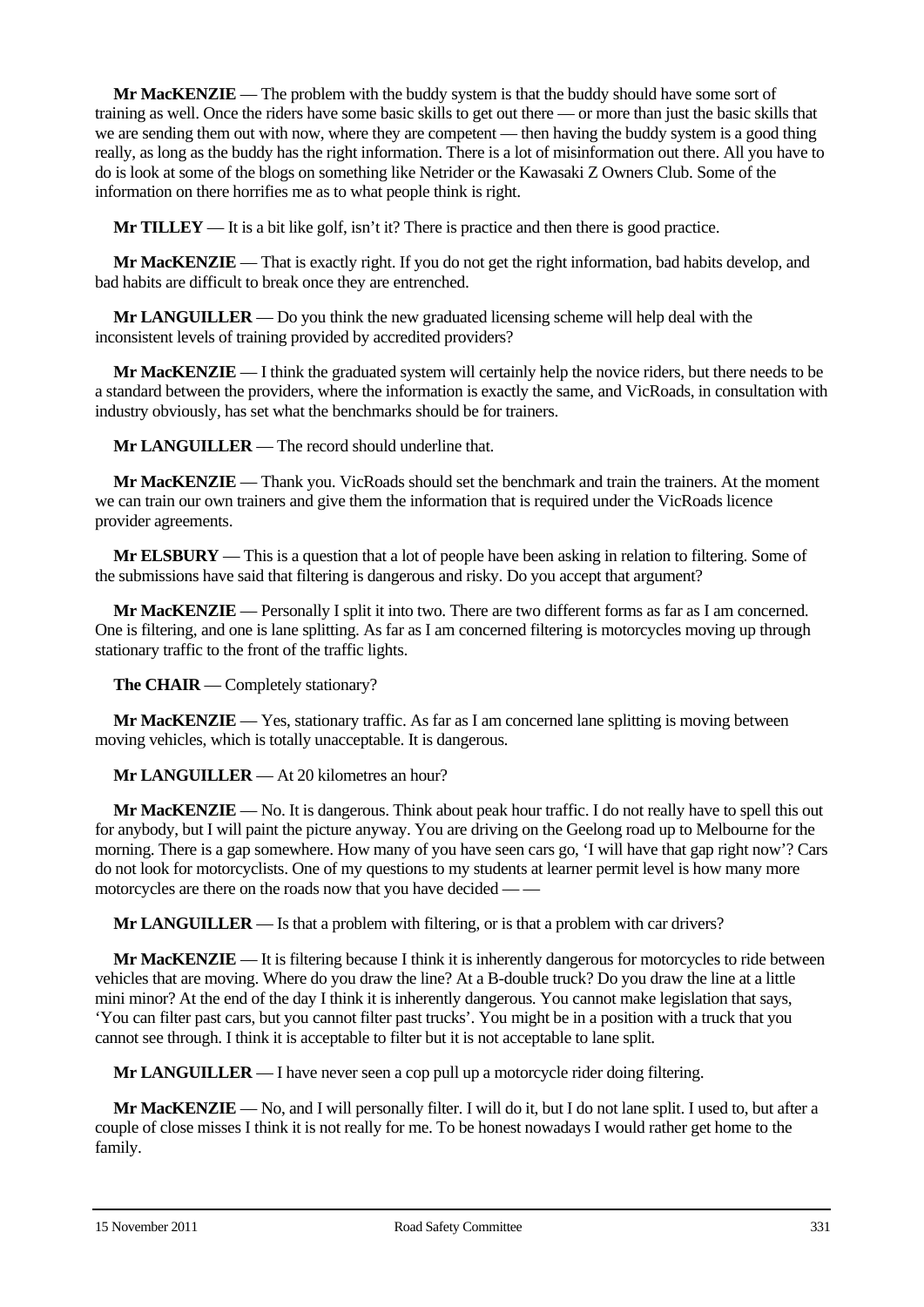**Mr MacKENZIE** — The problem with the buddy system is that the buddy should have some sort of training as well. Once the riders have some basic skills to get out there — or more than just the basic skills that we are sending them out with now, where they are competent — then having the buddy system is a good thing really, as long as the buddy has the right information. There is a lot of misinformation out there. All you have to do is look at some of the blogs on something like Netrider or the Kawasaki Z Owners Club. Some of the information on there horrifies me as to what people think is right.

**Mr TILLEY** — It is a bit like golf, isn't it? There is practice and then there is good practice.

**Mr MacKENZIE** — That is exactly right. If you do not get the right information, bad habits develop, and bad habits are difficult to break once they are entrenched.

**Mr LANGUILLER** — Do you think the new graduated licensing scheme will help deal with the inconsistent levels of training provided by accredited providers?

**Mr MacKENZIE** — I think the graduated system will certainly help the novice riders, but there needs to be a standard between the providers, where the information is exactly the same, and VicRoads, in consultation with industry obviously, has set what the benchmarks should be for trainers.

**Mr LANGUILLER** — The record should underline that.

**Mr MacKENZIE** — Thank you. VicRoads should set the benchmark and train the trainers. At the moment we can train our own trainers and give them the information that is required under the VicRoads licence provider agreements.

**Mr ELSBURY** — This is a question that a lot of people have been asking in relation to filtering. Some of the submissions have said that filtering is dangerous and risky. Do you accept that argument?

**Mr MacKENZIE** — Personally I split it into two. There are two different forms as far as I am concerned. One is filtering, and one is lane splitting. As far as I am concerned filtering is motorcycles moving up through stationary traffic to the front of the traffic lights.

**The CHAIR** — Completely stationary?

**Mr MacKENZIE** — Yes, stationary traffic. As far as I am concerned lane splitting is moving between moving vehicles, which is totally unacceptable. It is dangerous.

**Mr LANGUILLER** — At 20 kilometres an hour?

**Mr MacKENZIE** — No. It is dangerous. Think about peak hour traffic. I do not really have to spell this out for anybody, but I will paint the picture anyway. You are driving on the Geelong road up to Melbourne for the morning. There is a gap somewhere. How many of you have seen cars go, 'I will have that gap right now'? Cars do not look for motorcyclists. One of my questions to my students at learner permit level is how many more motorcycles are there on the roads now that you have decided — —

**Mr LANGUILLER** — Is that a problem with filtering, or is that a problem with car drivers?

**Mr MacKENZIE** — It is filtering because I think it is inherently dangerous for motorcycles to ride between vehicles that are moving. Where do you draw the line? At a B-double truck? Do you draw the line at a little mini minor? At the end of the day I think it is inherently dangerous. You cannot make legislation that says, 'You can filter past cars, but you cannot filter past trucks'. You might be in a position with a truck that you cannot see through. I think it is acceptable to filter but it is not acceptable to lane split.

**Mr LANGUILLER** — I have never seen a cop pull up a motorcycle rider doing filtering.

**Mr MacKENZIE** — No, and I will personally filter. I will do it, but I do not lane split. I used to, but after a couple of close misses I think it is not really for me. To be honest nowadays I would rather get home to the family.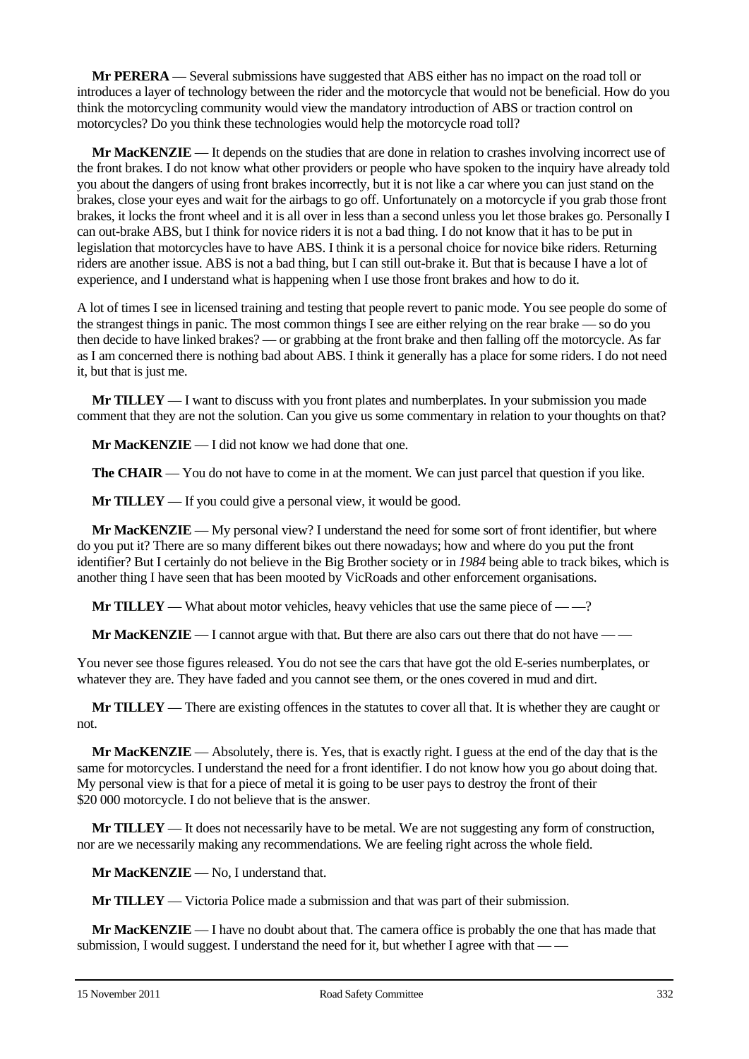**Mr PERERA** — Several submissions have suggested that ABS either has no impact on the road toll or introduces a layer of technology between the rider and the motorcycle that would not be beneficial. How do you think the motorcycling community would view the mandatory introduction of ABS or traction control on motorcycles? Do you think these technologies would help the motorcycle road toll?

**Mr MacKENZIE** — It depends on the studies that are done in relation to crashes involving incorrect use of the front brakes. I do not know what other providers or people who have spoken to the inquiry have already told you about the dangers of using front brakes incorrectly, but it is not like a car where you can just stand on the brakes, close your eyes and wait for the airbags to go off. Unfortunately on a motorcycle if you grab those front brakes, it locks the front wheel and it is all over in less than a second unless you let those brakes go. Personally I can out-brake ABS, but I think for novice riders it is not a bad thing. I do not know that it has to be put in legislation that motorcycles have to have ABS. I think it is a personal choice for novice bike riders. Returning riders are another issue. ABS is not a bad thing, but I can still out-brake it. But that is because I have a lot of experience, and I understand what is happening when I use those front brakes and how to do it.

A lot of times I see in licensed training and testing that people revert to panic mode. You see people do some of the strangest things in panic. The most common things I see are either relying on the rear brake — so do you then decide to have linked brakes? — or grabbing at the front brake and then falling off the motorcycle. As far as I am concerned there is nothing bad about ABS. I think it generally has a place for some riders. I do not need it, but that is just me.

**Mr TILLEY** — I want to discuss with you front plates and numberplates. In your submission you made comment that they are not the solution. Can you give us some commentary in relation to your thoughts on that?

**Mr MacKENZIE** — I did not know we had done that one.

**The CHAIR** — You do not have to come in at the moment. We can just parcel that question if you like.

**Mr TILLEY** — If you could give a personal view, it would be good.

**Mr MacKENZIE** — My personal view? I understand the need for some sort of front identifier, but where do you put it? There are so many different bikes out there nowadays; how and where do you put the front identifier? But I certainly do not believe in the Big Brother society or in *1984* being able to track bikes, which is another thing I have seen that has been mooted by VicRoads and other enforcement organisations.

**Mr TILLEY** — What about motor vehicles, heavy vehicles that use the same piece of — —?

**Mr MacKENZIE** — I cannot argue with that. But there are also cars out there that do not have — —

You never see those figures released. You do not see the cars that have got the old E-series numberplates, or whatever they are. They have faded and you cannot see them, or the ones covered in mud and dirt.

**Mr TILLEY** — There are existing offences in the statutes to cover all that. It is whether they are caught or not.

**Mr MacKENZIE** — Absolutely, there is. Yes, that is exactly right. I guess at the end of the day that is the same for motorcycles. I understand the need for a front identifier. I do not know how you go about doing that. My personal view is that for a piece of metal it is going to be user pays to destroy the front of their $20 000 motorcycle. I do not believe that is the answer.

**Mr TILLEY** — It does not necessarily have to be metal. We are not suggesting any form of construction, nor are we necessarily making any recommendations. We are feeling right across the whole field.

**Mr MacKENZIE** — No, I understand that.

**Mr TILLEY** — Victoria Police made a submission and that was part of their submission.

**Mr MacKENZIE** — I have no doubt about that. The camera office is probably the one that has made that submission, I would suggest. I understand the need for it, but whether I agree with that — —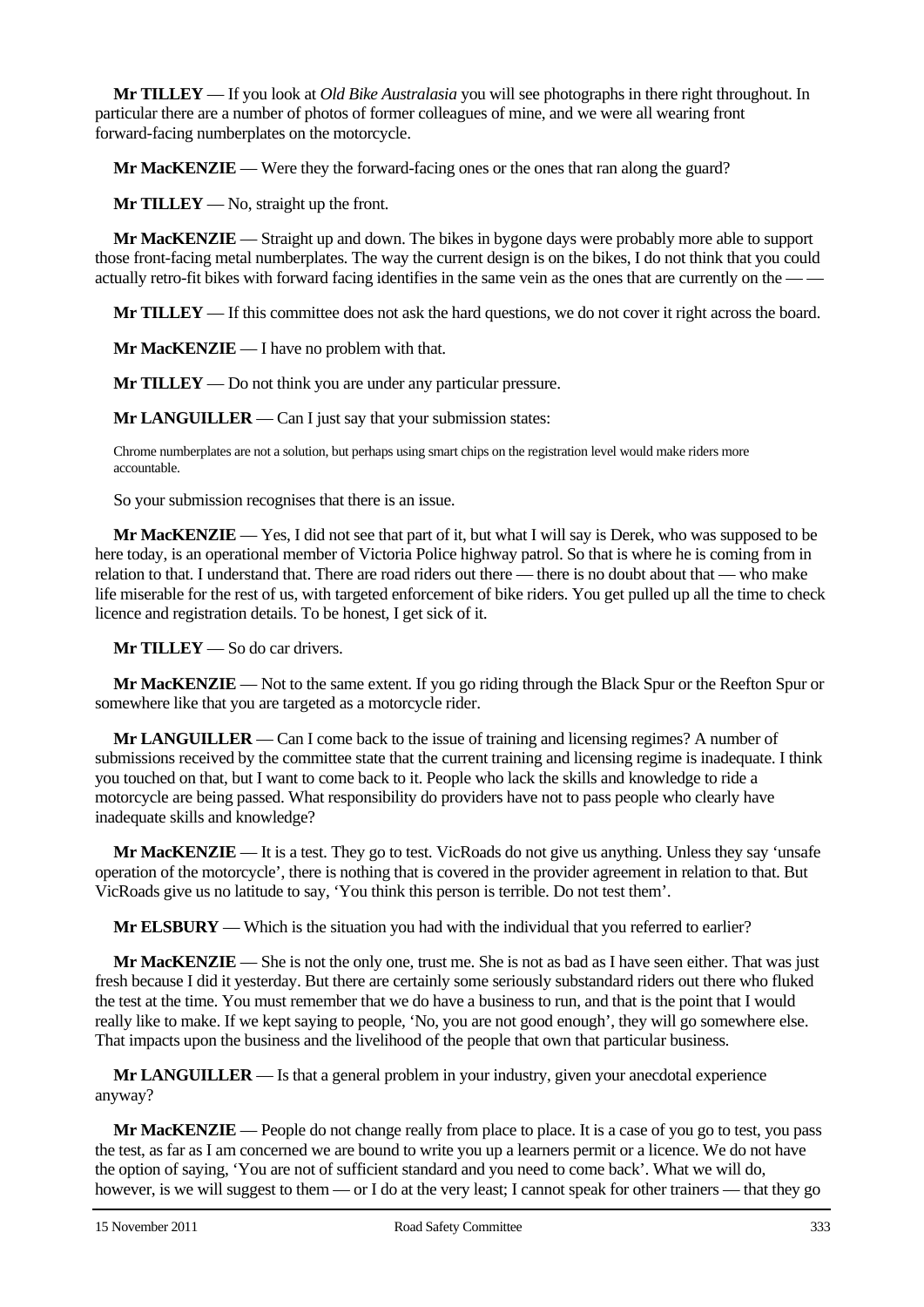**Mr TILLEY** — If you look at *Old Bike Australasia* you will see photographs in there right throughout. In particular there are a number of photos of former colleagues of mine, and we were all wearing front forward-facing numberplates on the motorcycle.

**Mr MacKENZIE** — Were they the forward-facing ones or the ones that ran along the guard?

**Mr TILLEY** — No, straight up the front.

**Mr MacKENZIE** — Straight up and down. The bikes in bygone days were probably more able to support those front-facing metal numberplates. The way the current design is on the bikes, I do not think that you could actually retro-fit bikes with forward facing identifies in the same vein as the ones that are currently on the — —

**Mr TILLEY** — If this committee does not ask the hard questions, we do not cover it right across the board.

**Mr MacKENZIE** — I have no problem with that.

**Mr TILLEY** — Do not think you are under any particular pressure.

**Mr LANGUILLER** — Can I just say that your submission states:

> Chrome numberplates are not a solution, but perhaps using smart chips on the registration level would make riders more accountable.

So your submission recognises that there is an issue.

**Mr MacKENZIE** — Yes, I did not see that part of it, but what I will say is Derek, who was supposed to be here today, is an operational member of Victoria Police highway patrol. So that is where he is coming from in relation to that. I understand that. There are road riders out there — there is no doubt about that — who make life miserable for the rest of us, with targeted enforcement of bike riders. You get pulled up all the time to check licence and registration details. To be honest, I get sick of it.

**Mr TILLEY** — So do car drivers.

**Mr MacKENZIE** — Not to the same extent. If you go riding through the Black Spur or the Reefton Spur or somewhere like that you are targeted as a motorcycle rider.

**Mr LANGUILLER** — Can I come back to the issue of training and licensing regimes? A number of submissions received by the committee state that the current training and licensing regime is inadequate. I think you touched on that, but I want to come back to it. People who lack the skills and knowledge to ride a motorcycle are being passed. What responsibility do providers have not to pass people who clearly have inadequate skills and knowledge?

**Mr MacKENZIE** — It is a test. They go to test. VicRoads do not give us anything. Unless they say 'unsafe operation of the motorcycle', there is nothing that is covered in the provider agreement in relation to that. But VicRoads give us no latitude to say, 'You think this person is terrible. Do not test them'.

**Mr ELSBURY** — Which is the situation you had with the individual that you referred to earlier?

**Mr MacKENZIE** — She is not the only one, trust me. She is not as bad as I have seen either. That was just fresh because I did it yesterday. But there are certainly some seriously substandard riders out there who fluked the test at the time. You must remember that we do have a business to run, and that is the point that I would really like to make. If we kept saying to people, 'No, you are not good enough', they will go somewhere else. That impacts upon the business and the livelihood of the people that own that particular business.

**Mr LANGUILLER** — Is that a general problem in your industry, given your anecdotal experience anyway?

**Mr MacKENZIE** — People do not change really from place to place. It is a case of you go to test, you pass the test, as far as I am concerned we are bound to write you up a learners permit or a licence. We do not have the option of saying, 'You are not of sufficient standard and you need to come back'. What we will do, however, is we will suggest to them — or I do at the very least; I cannot speak for other trainers — that they go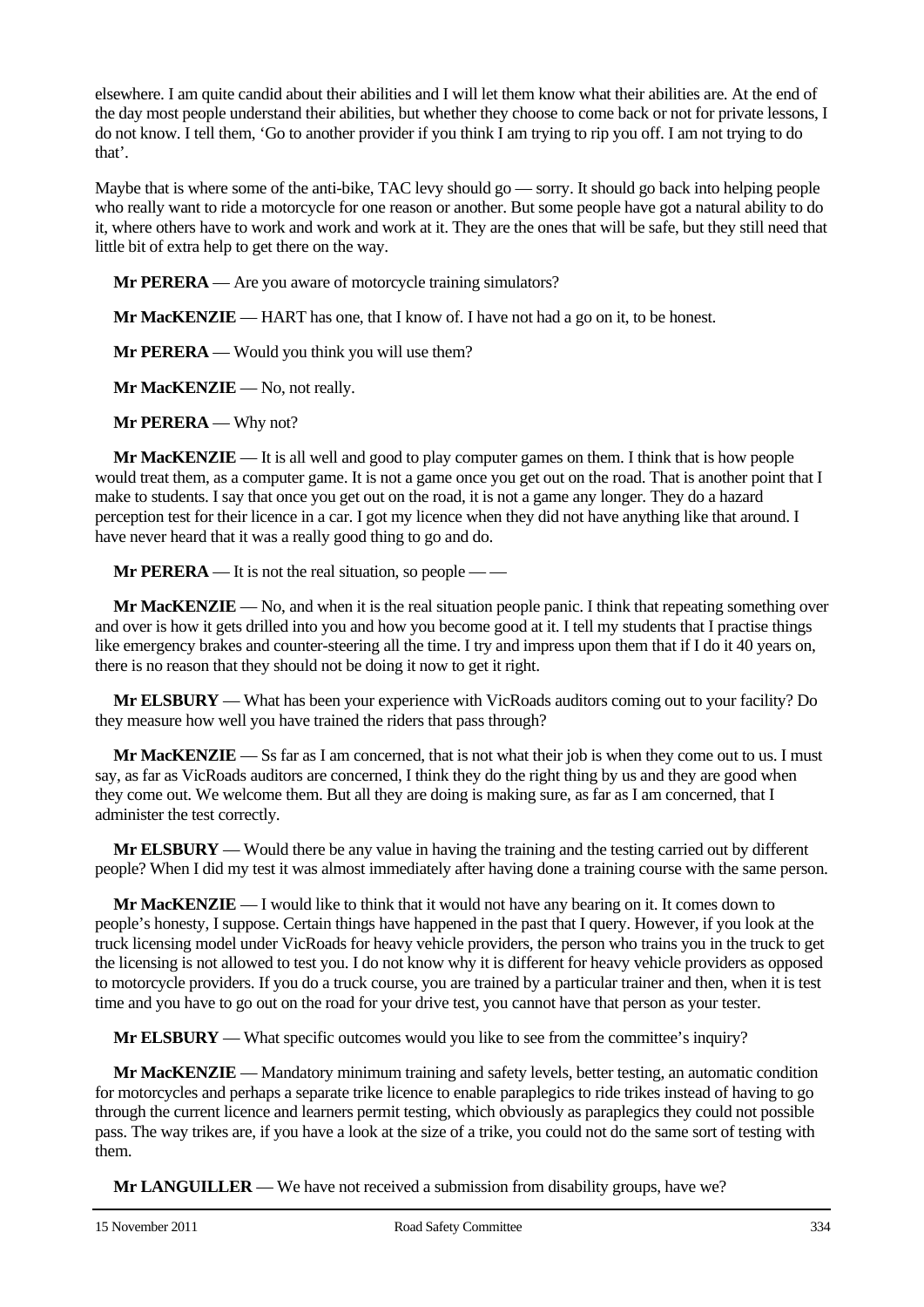elsewhere. I am quite candid about their abilities and I will let them know what their abilities are. At the end of the day most people understand their abilities, but whether they choose to come back or not for private lessons, I do not know. I tell them, 'Go to another provider if you think I am trying to rip you off. I am not trying to do that'.

Maybe that is where some of the anti-bike, TAC levy should go — sorry. It should go back into helping people who really want to ride a motorcycle for one reason or another. But some people have got a natural ability to do it, where others have to work and work and work at it. They are the ones that will be safe, but they still need that little bit of extra help to get there on the way.

**Mr PERERA** — Are you aware of motorcycle training simulators?

**Mr MacKENZIE** — HART has one, that I know of. I have not had a go on it, to be honest.

**Mr PERERA** — Would you think you will use them?

**Mr MacKENZIE** — No, not really.

**Mr PERERA** — Why not?

**Mr MacKENZIE** — It is all well and good to play computer games on them. I think that is how people would treat them, as a computer game. It is not a game once you get out on the road. That is another point that I make to students. I say that once you get out on the road, it is not a game any longer. They do a hazard perception test for their licence in a car. I got my licence when they did not have anything like that around. I have never heard that it was a really good thing to go and do.

**Mr PERERA** — It is not the real situation, so people — —

**Mr MacKENZIE** — No, and when it is the real situation people panic. I think that repeating something over and over is how it gets drilled into you and how you become good at it. I tell my students that I practise things like emergency brakes and counter-steering all the time. I try and impress upon them that if I do it 40 years on, there is no reason that they should not be doing it now to get it right.

**Mr ELSBURY** — What has been your experience with VicRoads auditors coming out to your facility? Do they measure how well you have trained the riders that pass through?

**Mr MacKENZIE** — Ss far as I am concerned, that is not what their job is when they come out to us. I must say, as far as VicRoads auditors are concerned, I think they do the right thing by us and they are good when they come out. We welcome them. But all they are doing is making sure, as far as I am concerned, that I administer the test correctly.

**Mr ELSBURY** — Would there be any value in having the training and the testing carried out by different people? When I did my test it was almost immediately after having done a training course with the same person.

**Mr MacKENZIE** — I would like to think that it would not have any bearing on it. It comes down to people's honesty, I suppose. Certain things have happened in the past that I query. However, if you look at the truck licensing model under VicRoads for heavy vehicle providers, the person who trains you in the truck to get the licensing is not allowed to test you. I do not know why it is different for heavy vehicle providers as opposed to motorcycle providers. If you do a truck course, you are trained by a particular trainer and then, when it is test time and you have to go out on the road for your drive test, you cannot have that person as your tester.

**Mr ELSBURY** — What specific outcomes would you like to see from the committee's inquiry?

**Mr MacKENZIE** — Mandatory minimum training and safety levels, better testing, an automatic condition for motorcycles and perhaps a separate trike licence to enable paraplegics to ride trikes instead of having to go through the current licence and learners permit testing, which obviously as paraplegics they could not possible pass. The way trikes are, if you have a look at the size of a trike, you could not do the same sort of testing with them.

**Mr LANGUILLER** — We have not received a submission from disability groups, have we?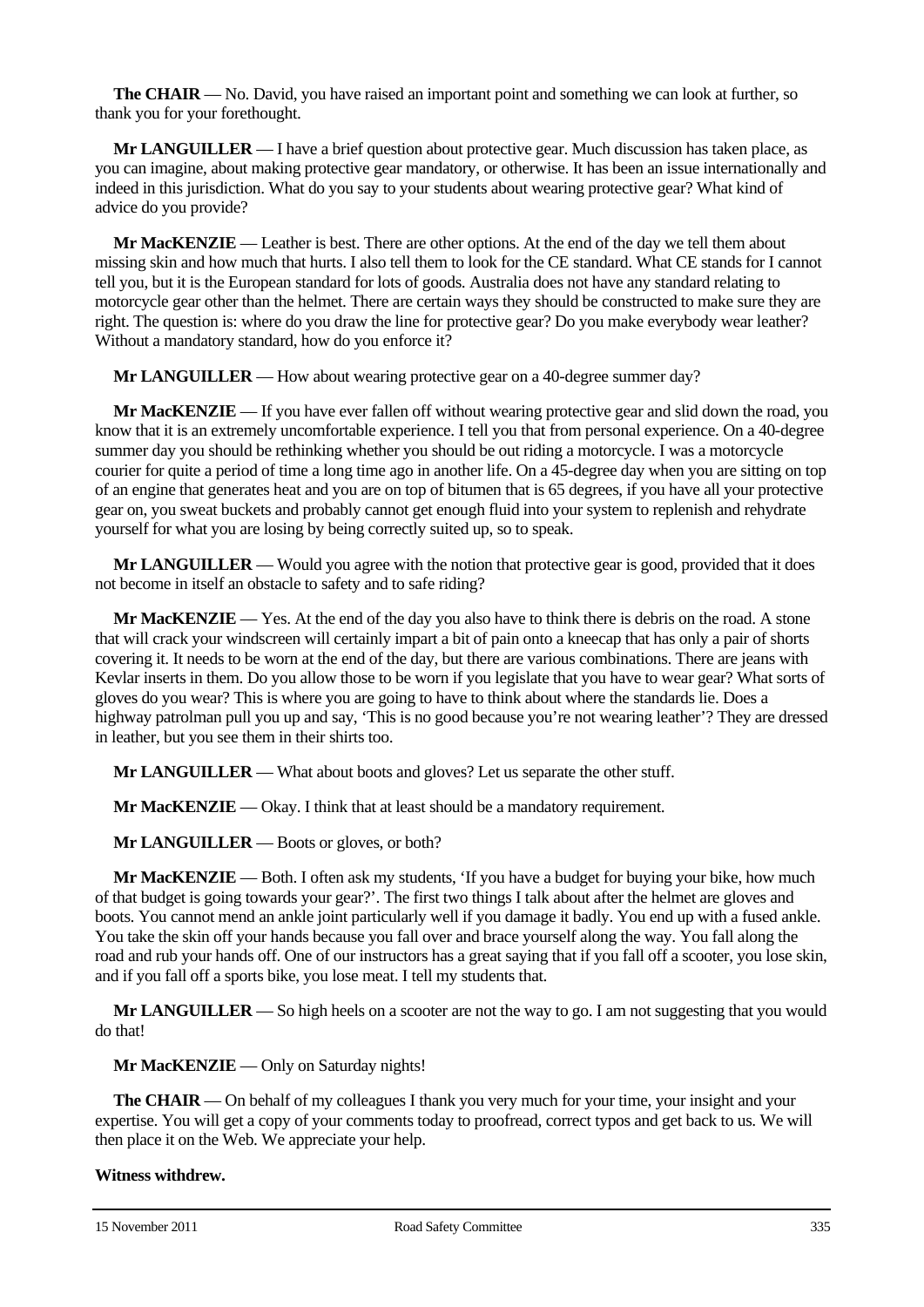**The CHAIR** — No. David, you have raised an important point and something we can look at further, so thank you for your forethought.

**Mr LANGUILLER** — I have a brief question about protective gear. Much discussion has taken place, as you can imagine, about making protective gear mandatory, or otherwise. It has been an issue internationally and indeed in this jurisdiction. What do you say to your students about wearing protective gear? What kind of advice do you provide?

**Mr MacKENZIE** — Leather is best. There are other options. At the end of the day we tell them about missing skin and how much that hurts. I also tell them to look for the CE standard. What CE stands for I cannot tell you, but it is the European standard for lots of goods. Australia does not have any standard relating to motorcycle gear other than the helmet. There are certain ways they should be constructed to make sure they are right. The question is: where do you draw the line for protective gear? Do you make everybody wear leather? Without a mandatory standard, how do you enforce it?

**Mr LANGUILLER** — How about wearing protective gear on a 40-degree summer day?

**Mr MacKENZIE** — If you have ever fallen off without wearing protective gear and slid down the road, you know that it is an extremely uncomfortable experience. I tell you that from personal experience. On a 40-degree summer day you should be rethinking whether you should be out riding a motorcycle. I was a motorcycle courier for quite a period of time a long time ago in another life. On a 45-degree day when you are sitting on top of an engine that generates heat and you are on top of bitumen that is 65 degrees, if you have all your protective gear on, you sweat buckets and probably cannot get enough fluid into your system to replenish and rehydrate yourself for what you are losing by being correctly suited up, so to speak.

**Mr LANGUILLER** — Would you agree with the notion that protective gear is good, provided that it does not become in itself an obstacle to safety and to safe riding?

**Mr MacKENZIE** — Yes. At the end of the day you also have to think there is debris on the road. A stone that will crack your windscreen will certainly impart a bit of pain onto a kneecap that has only a pair of shorts covering it. It needs to be worn at the end of the day, but there are various combinations. There are jeans with Kevlar inserts in them. Do you allow those to be worn if you legislate that you have to wear gear? What sorts of gloves do you wear? This is where you are going to have to think about where the standards lie. Does a highway patrolman pull you up and say, 'This is no good because you're not wearing leather'? They are dressed in leather, but you see them in their shirts too.

**Mr LANGUILLER** — What about boots and gloves? Let us separate the other stuff.

**Mr MacKENZIE** — Okay. I think that at least should be a mandatory requirement.

**Mr LANGUILLER** — Boots or gloves, or both?

**Mr MacKENZIE** — Both. I often ask my students, 'If you have a budget for buying your bike, how much of that budget is going towards your gear?'. The first two things I talk about after the helmet are gloves and boots. You cannot mend an ankle joint particularly well if you damage it badly. You end up with a fused ankle. You take the skin off your hands because you fall over and brace yourself along the way. You fall along the road and rub your hands off. One of our instructors has a great saying that if you fall off a scooter, you lose skin, and if you fall off a sports bike, you lose meat. I tell my students that.

**Mr LANGUILLER** — So high heels on a scooter are not the way to go. I am not suggesting that you would do that!

**Mr MacKENZIE** — Only on Saturday nights!

**The CHAIR** — On behalf of my colleagues I thank you very much for your time, your insight and your expertise. You will get a copy of your comments today to proofread, correct typos and get back to us. We will then place it on the Web. We appreciate your help.

**Witness withdrew.**